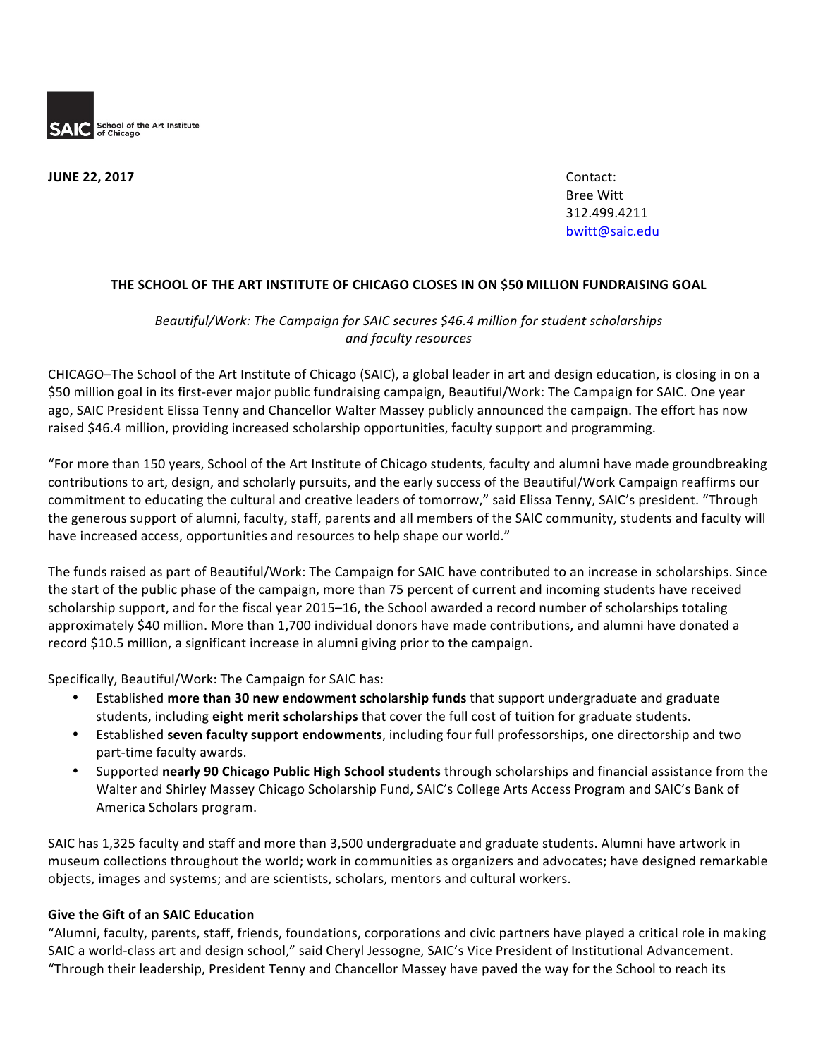SAIC School of the Art Institute of Chicago

**JUNE 22, 2017**

Contact:
Bree Witt
312.499.4211
bwitt@saic.edu

**THE SCHOOL OF THE ART INSTITUTE OF CHICAGO CLOSES IN ON $50 MILLION FUNDRAISING GOAL**

*Beautiful/Work: The Campaign for SAIC secures $46.4 million for student scholarships and faculty resources*

CHICAGO–The School of the Art Institute of Chicago (SAIC), a global leader in art and design education, is closing in on a $50 million goal in its first-ever major public fundraising campaign, Beautiful/Work: The Campaign for SAIC. One year ago, SAIC President Elissa Tenny and Chancellor Walter Massey publicly announced the campaign. The effort has now raised $46.4 million, providing increased scholarship opportunities, faculty support and programming.

"For more than 150 years, School of the Art Institute of Chicago students, faculty and alumni have made groundbreaking contributions to art, design, and scholarly pursuits, and the early success of the Beautiful/Work Campaign reaffirms our commitment to educating the cultural and creative leaders of tomorrow," said Elissa Tenny, SAIC's president. "Through the generous support of alumni, faculty, staff, parents and all members of the SAIC community, students and faculty will have increased access, opportunities and resources to help shape our world."

The funds raised as part of Beautiful/Work: The Campaign for SAIC have contributed to an increase in scholarships. Since the start of the public phase of the campaign, more than 75 percent of current and incoming students have received scholarship support, and for the fiscal year 2015–16, the School awarded a record number of scholarships totaling approximately $40 million. More than 1,700 individual donors have made contributions, and alumni have donated a record $10.5 million, a significant increase in alumni giving prior to the campaign.

Specifically, Beautiful/Work: The Campaign for SAIC has:

- Established **more than 30 new endowment scholarship funds** that support undergraduate and graduate students, including **eight merit scholarships** that cover the full cost of tuition for graduate students.
- Established **seven faculty support endowments**, including four full professorships, one directorship and two part-time faculty awards.
- Supported **nearly 90 Chicago Public High School students** through scholarships and financial assistance from the Walter and Shirley Massey Chicago Scholarship Fund, SAIC's College Arts Access Program and SAIC's Bank of America Scholars program.

SAIC has 1,325 faculty and staff and more than 3,500 undergraduate and graduate students. Alumni have artwork in museum collections throughout the world; work in communities as organizers and advocates; have designed remarkable objects, images and systems; and are scientists, scholars, mentors and cultural workers.

**Give the Gift of an SAIC Education**

"Alumni, faculty, parents, staff, friends, foundations, corporations and civic partners have played a critical role in making SAIC a world-class art and design school," said Cheryl Jessogne, SAIC's Vice President of Institutional Advancement. "Through their leadership, President Tenny and Chancellor Massey have paved the way for the School to reach its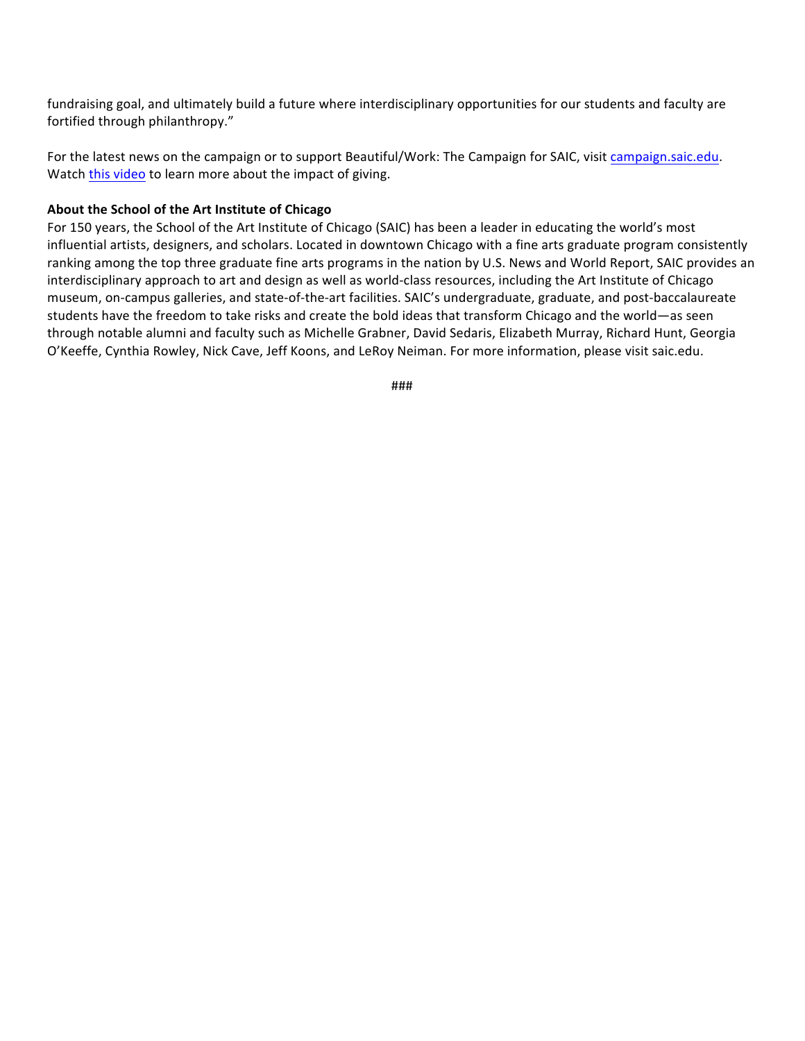fundraising goal, and ultimately build a future where interdisciplinary opportunities for our students and faculty are fortified through philanthropy."

For the latest news on the campaign or to support Beautiful/Work: The Campaign for SAIC, visit [campaign.saic.edu](campaign.saic.edu). Watch [this video]() to learn more about the impact of giving.

**About the School of the Art Institute of Chicago**

For 150 years, the School of the Art Institute of Chicago (SAIC) has been a leader in educating the world's most influential artists, designers, and scholars. Located in downtown Chicago with a fine arts graduate program consistently ranking among the top three graduate fine arts programs in the nation by U.S. News and World Report, SAIC provides an interdisciplinary approach to art and design as well as world-class resources, including the Art Institute of Chicago museum, on-campus galleries, and state-of-the-art facilities. SAIC's undergraduate, graduate, and post-baccalaureate students have the freedom to take risks and create the bold ideas that transform Chicago and the world—as seen through notable alumni and faculty such as Michelle Grabner, David Sedaris, Elizabeth Murray, Richard Hunt, Georgia O'Keeffe, Cynthia Rowley, Nick Cave, Jeff Koons, and LeRoy Neiman. For more information, please visit saic.edu.

###